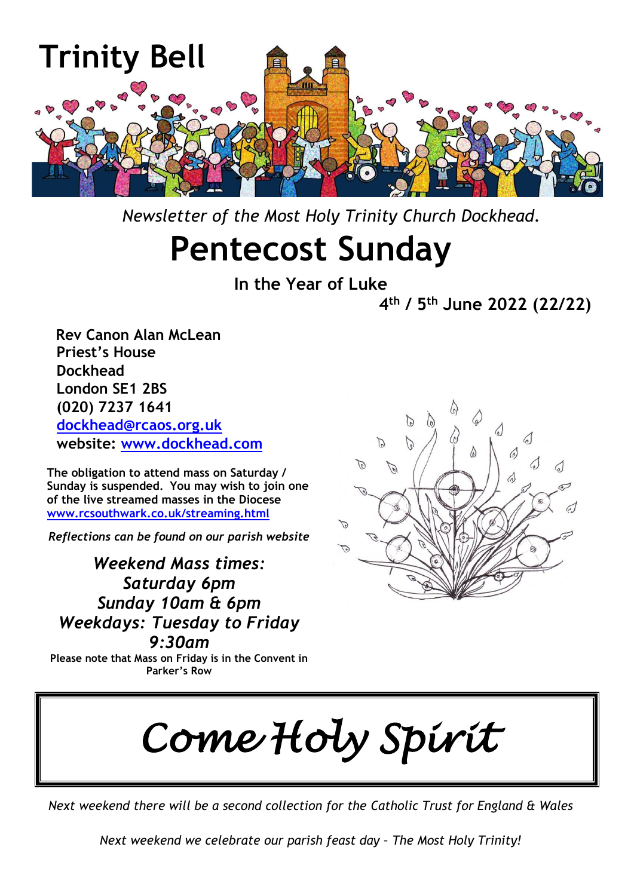# Trinity Bell

*Newsletter of the Most Holy Trinity Church Dockhead.*

# Pentecost Sunday

**In the Year of Luke**

**4th / 5th June 2022 (22/22)**

**Rev Canon Alan McLean**
**Priest's House**
**Dockhead**
**London SE1 2BS**
**(020) 7237 1641**
**[dockhead@rcaos.org.uk](mailto:dockhead@rcaos.org.uk)**
**website: [www.dockhead.com](http://www.dockhead.com)**

**The obligation to attend mass on Saturday / Sunday is suspended. You may wish to join one of the live streamed masses in the Diocese [www.rcsouthwark.co.uk/streaming.html](http://www.rcsouthwark.co.uk/streaming.html)**

***Reflections can be found on our parish website***

***Weekend Mass times:***
***Saturday 6pm***
***Sunday 10am & 6pm***
***Weekdays: Tuesday to Friday 9:30am***

**Please note that Mass on Friday is in the Convent in Parker's Row**

# *Come Holy Spirit*

*Next weekend there will be a second collection for the Catholic Trust for England & Wales*

*Next weekend we celebrate our parish feast day – The Most Holy Trinity!*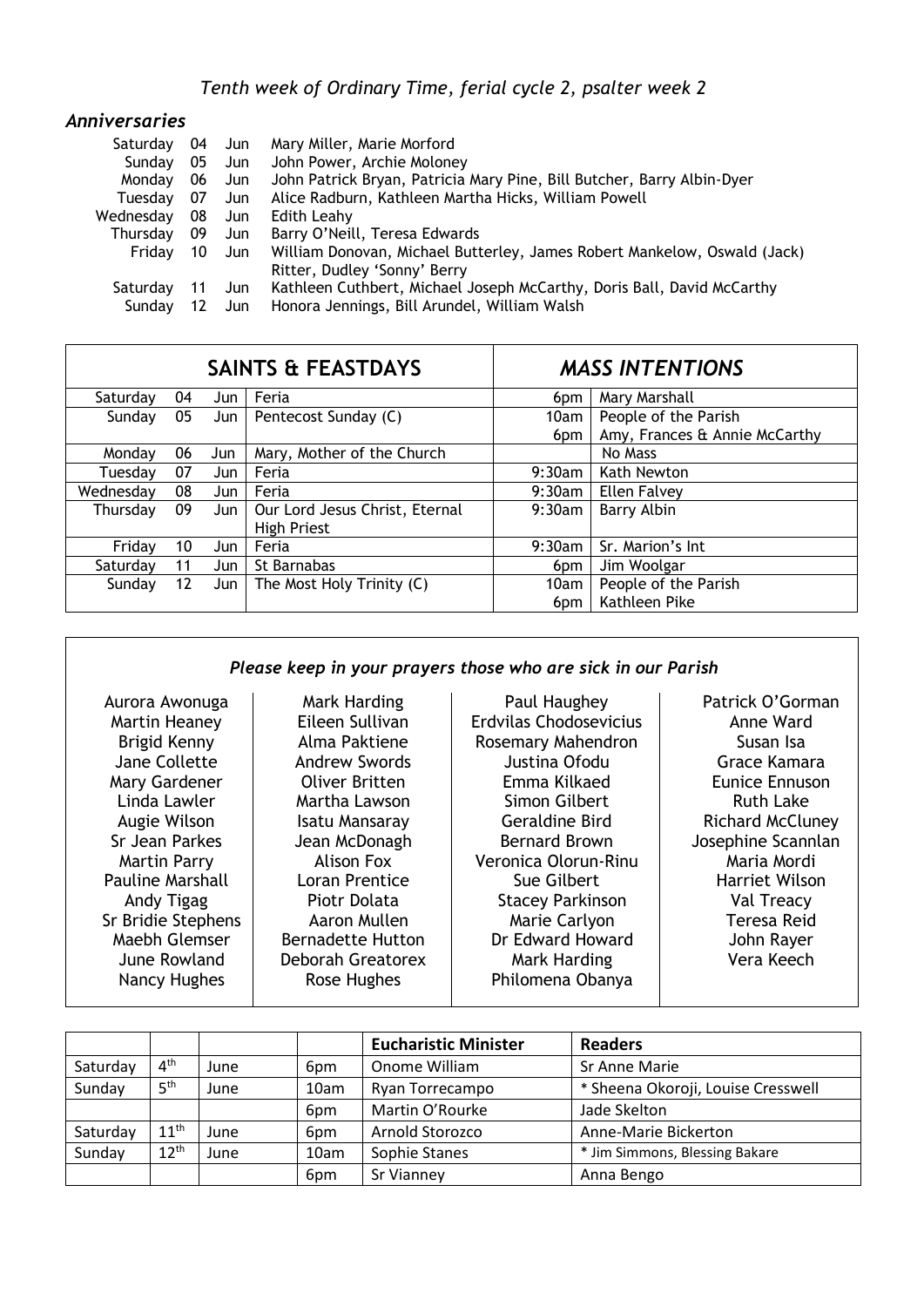*Tenth week of Ordinary Time, ferial cycle 2, psalter week 2*

## *Anniversaries*

| | | | |
|---|---|---|---|
| Saturday | 04 | Jun | Mary Miller, Marie Morford |
| Sunday | 05 | Jun | John Power, Archie Moloney |
| Monday | 06 | Jun | John Patrick Bryan, Patricia Mary Pine, Bill Butcher, Barry Albin-Dyer |
| Tuesday | 07 | Jun | Alice Radburn, Kathleen Martha Hicks, William Powell |
| Wednesday | 08 | Jun | Edith Leahy |
| Thursday | 09 | Jun | Barry O'Neill, Teresa Edwards |
| Friday | 10 | Jun | William Donovan, Michael Butterley, James Robert Mankelow, Oswald (Jack) Ritter, Dudley 'Sonny' Berry |
| Saturday | 11 | Jun | Kathleen Cuthbert, Michael Joseph McCarthy, Doris Ball, David McCarthy |
| Sunday | 12 | Jun | Honora Jennings, Bill Arundel, William Walsh |

| **SAINTS & FEASTDAYS** | | | | ***MASS INTENTIONS*** | |
|---|---|---|---|---|---|
| Saturday | 04 | Jun | Feria | 6pm | Mary Marshall |
| Sunday | 05 | Jun | Pentecost Sunday (C) | 10am | People of the Parish |
| | | | | 6pm | Amy, Frances & Annie McCarthy |
| Monday | 06 | Jun | Mary, Mother of the Church | | No Mass |
| Tuesday | 07 | Jun | Feria | 9:30am | Kath Newton |
| Wednesday | 08 | Jun | Feria | 9:30am | Ellen Falvey |
| Thursday | 09 | Jun | Our Lord Jesus Christ, Eternal High Priest | 9:30am | Barry Albin |
| Friday | 10 | Jun | Feria | 9:30am | Sr. Marion's Int |
| Saturday | 11 | Jun | St Barnabas | 6pm | Jim Woolgar |
| Sunday | 12 | Jun | The Most Holy Trinity (C) | 10am | People of the Parish |
| | | | | 6pm | Kathleen Pike |

### *Please keep in your prayers those who are sick in our Parish*

Aurora Awonuga
Martin Heaney
Brigid Kenny
Jane Collette
Mary Gardener
Linda Lawler
Augie Wilson
Sr Jean Parkes
Martin Parry
Pauline Marshall
Andy Tigag
Sr Bridie Stephens
Maebh Glemser
June Rowland
Nancy Hughes

Mark Harding
Eileen Sullivan
Alma Paktiene
Andrew Swords
Oliver Britten
Martha Lawson
Isatu Mansaray
Jean McDonagh
Alison Fox
Loran Prentice
Piotr Dolata
Aaron Mullen
Bernadette Hutton
Deborah Greatorex
Rose Hughes

Paul Haughey
Erdvilas Chodosevicius
Rosemary Mahendron
Justina Ofodu
Emma Kilkaed
Simon Gilbert
Geraldine Bird
Bernard Brown
Veronica Olorun-Rinu
Sue Gilbert
Stacey Parkinson
Marie Carlyon
Dr Edward Howard
Mark Harding
Philomena Obanya

Patrick O'Gorman
Anne Ward
Susan Isa
Grace Kamara
Eunice Ennuson
Ruth Lake
Richard McCluney
Josephine Scannlan
Maria Mordi
Harriet Wilson
Val Treacy
Teresa Reid
John Rayer
Vera Keech

| | | | | **Eucharistic Minister** | **Readers** |
|---|---|---|---|---|---|
| Saturday | 4th | June | 6pm | Onome William | Sr Anne Marie |
| Sunday | 5th | June | 10am | Ryan Torrecampo | * Sheena Okoroji, Louise Cresswell |
| | | | 6pm | Martin O'Rourke | Jade Skelton |
| Saturday | 11th | June | 6pm | Arnold Storozco | Anne-Marie Bickerton |
| Sunday | 12th | June | 10am | Sophie Stanes | * Jim Simmons, Blessing Bakare |
| | | | 6pm | Sr Vianney | Anna Bengo |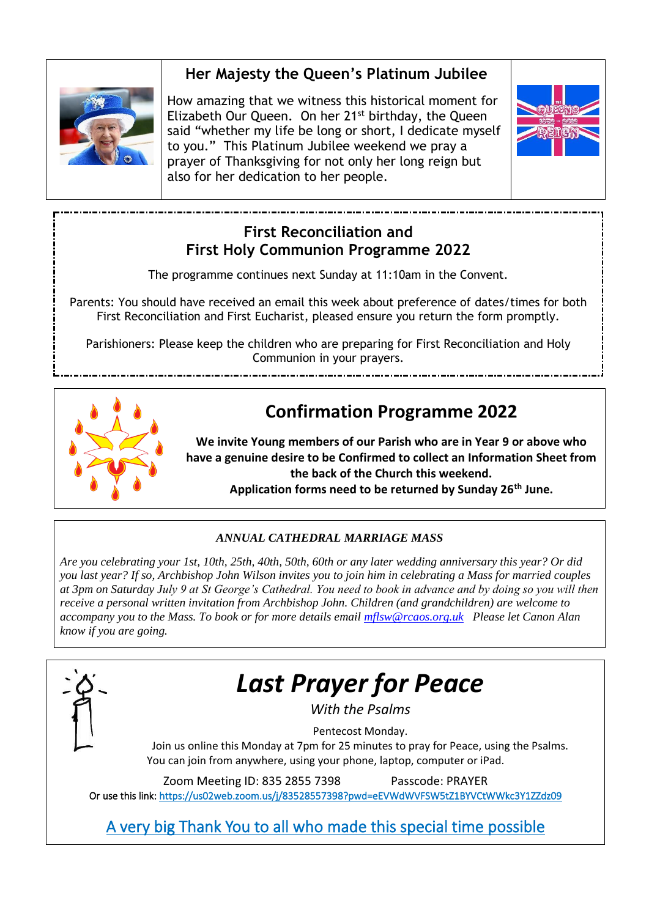## Her Majesty the Queen's Platinum Jubilee

How amazing that we witness this historical moment for Elizabeth Our Queen. On her 21st birthday, the Queen said "whether my life be long or short, I dedicate myself to you." This Platinum Jubilee weekend we pray a prayer of Thanksgiving for not only her long reign but also for her dedication to her people.

## First Reconciliation and First Holy Communion Programme 2022

The programme continues next Sunday at 11:10am in the Convent.

Parents: You should have received an email this week about preference of dates/times for both First Reconciliation and First Eucharist, pleased ensure you return the form promptly.

Parishioners: Please keep the children who are preparing for First Reconciliation and Holy Communion in your prayers.

## Confirmation Programme 2022

**We invite Young members of our Parish who are in Year 9 or above who have a genuine desire to be Confirmed to collect an Information Sheet from the back of the Church this weekend.**
**Application forms need to be returned by Sunday 26th June.**

### *ANNUAL CATHEDRAL MARRIAGE MASS*

*Are you celebrating your 1st, 10th, 25th, 40th, 50th, 60th or any later wedding anniversary this year? Or did you last year? If so, Archbishop John Wilson invites you to join him in celebrating a Mass for married couples at 3pm on Saturday July 9 at St George's Cathedral. You need to book in advance and by doing so you will then receive a personal written invitation from Archbishop John. Children (and grandchildren) are welcome to accompany you to the Mass. To book or for more details email [mflsw@rcaos.org.uk](mailto:mflsw@rcaos.org.uk) Please let Canon Alan know if you are going.*

# *Last Prayer for Peace*

*With the Psalms*

Pentecost Monday.

Join us online this Monday at 7pm for 25 minutes to pray for Peace, using the Psalms.
You can join from anywhere, using your phone, laptop, computer or iPad.

Zoom Meeting ID: 835 2855 7398 Passcode: PRAYER

Or use this link: https://us02web.zoom.us/j/83528557398?pwd=eEVWdWVFSW5tZ1BYVCtWWkc3Y1ZZdz09

A very big Thank You to all who made this special time possible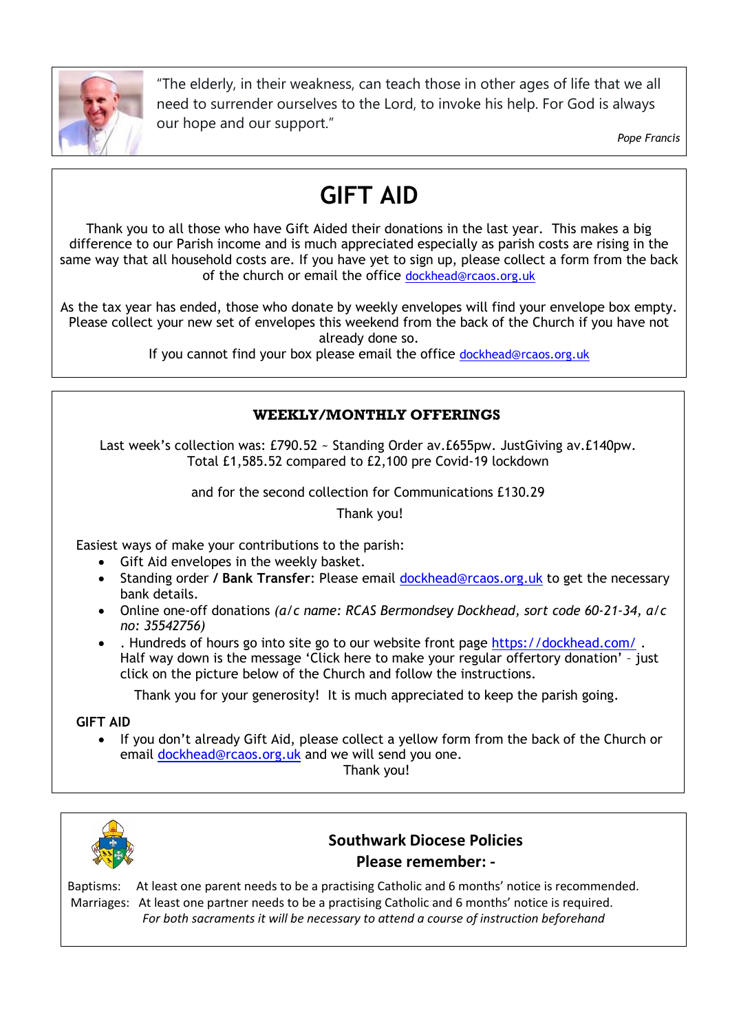"The elderly, in their weakness, can teach those in other ages of life that we all need to surrender ourselves to the Lord, to invoke his help. For God is always our hope and our support."

*Pope Francis*

# GIFT AID

Thank you to all those who have Gift Aided their donations in the last year. This makes a big difference to our Parish income and is much appreciated especially as parish costs are rising in the same way that all household costs are. If you have yet to sign up, please collect a form from the back of the church or email the office dockhead@rcaos.org.uk

As the tax year has ended, those who donate by weekly envelopes will find your envelope box empty. Please collect your new set of envelopes this weekend from the back of the Church if you have not already done so.

If you cannot find your box please email the office dockhead@rcaos.org.uk

## WEEKLY/MONTHLY OFFERINGS

Last week's collection was: £790.52 ~ Standing Order av.£655pw. JustGiving av.£140pw.
Total £1,585.52 compared to £2,100 pre Covid-19 lockdown

and for the second collection for Communications £130.29

Thank you!

Easiest ways of make your contributions to the parish:

- Gift Aid envelopes in the weekly basket.
- Standing order **/ Bank Transfer**: Please email dockhead@rcaos.org.uk to get the necessary bank details.
- Online one-off donations *(a/c name: RCAS Bermondsey Dockhead, sort code 60-21-34, a/c no: 35542756)*
- . Hundreds of hours go into site go to our website front page https://dockhead.com/ . Half way down is the message 'Click here to make your regular offertory donation' – just click on the picture below of the Church and follow the instructions.

Thank you for your generosity! It is much appreciated to keep the parish going.

**GIFT AID**

- If you don't already Gift Aid, please collect a yellow form from the back of the Church or email dockhead@rcaos.org.uk and we will send you one.

Thank you!

## Southwark Diocese Policies
**Please remember: -**

Baptisms: At least one parent needs to be a practising Catholic and 6 months' notice is recommended.
Marriages: At least one partner needs to be a practising Catholic and 6 months' notice is required.
*For both sacraments it will be necessary to attend a course of instruction beforehand*